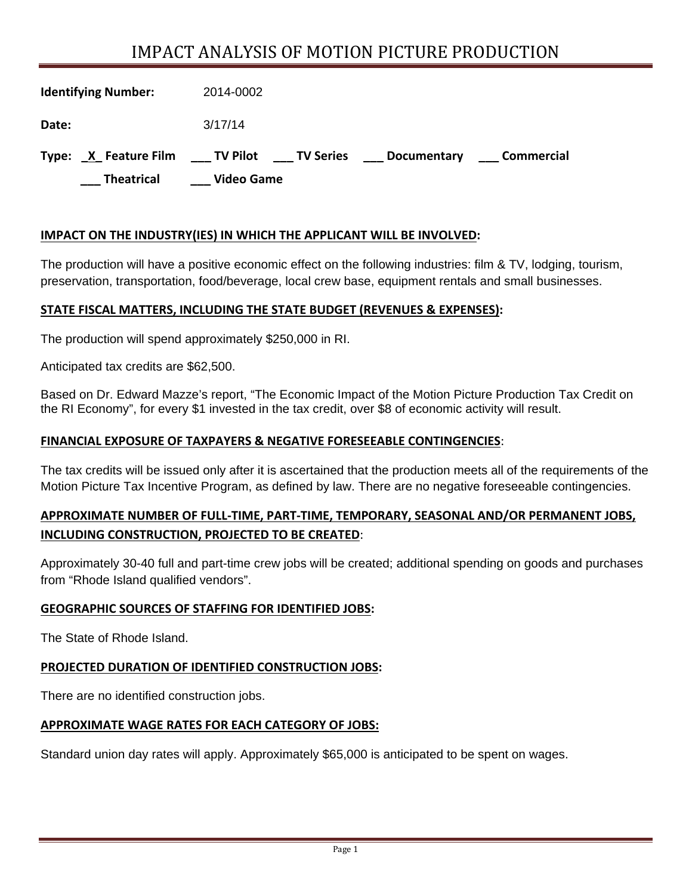# IMPACT ANALYSIS OF MOTION PICTURE PRODUCTION

**Identifying Number:** 2014-0002

**Date:** 3/17/14

**Type:** _X_ **Feature Film** ___ **TV Pilot** ___ **TV Series** ___ **Documentary** ___ **Commercial**

___ **Theatrical** ___ **Video Game**

## IMPACT ON THE INDUSTRY(IES) IN WHICH THE APPLICANT WILL BE INVOLVED:

The production will have a positive economic effect on the following industries: film & TV, lodging, tourism, preservation, transportation, food/beverage, local crew base, equipment rentals and small businesses.

## STATE FISCAL MATTERS, INCLUDING THE STATE BUDGET (REVENUES & EXPENSES):

The production will spend approximately $250,000 in RI.

Anticipated tax credits are $62,500.

Based on Dr. Edward Mazze's report, "The Economic Impact of the Motion Picture Production Tax Credit on the RI Economy", for every $1 invested in the tax credit, over $8 of economic activity will result.

## FINANCIAL EXPOSURE OF TAXPAYERS & NEGATIVE FORESEEABLE CONTINGENCIES:

The tax credits will be issued only after it is ascertained that the production meets all of the requirements of the Motion Picture Tax Incentive Program, as defined by law. There are no negative foreseeable contingencies.

## APPROXIMATE NUMBER OF FULL-TIME, PART-TIME, TEMPORARY, SEASONAL AND/OR PERMANENT JOBS, INCLUDING CONSTRUCTION, PROJECTED TO BE CREATED:

Approximately 30-40 full and part-time crew jobs will be created; additional spending on goods and purchases from "Rhode Island qualified vendors".

## GEOGRAPHIC SOURCES OF STAFFING FOR IDENTIFIED JOBS:

The State of Rhode Island.

## PROJECTED DURATION OF IDENTIFIED CONSTRUCTION JOBS:

There are no identified construction jobs.

## APPROXIMATE WAGE RATES FOR EACH CATEGORY OF JOBS:

Standard union day rates will apply. Approximately $65,000 is anticipated to be spent on wages.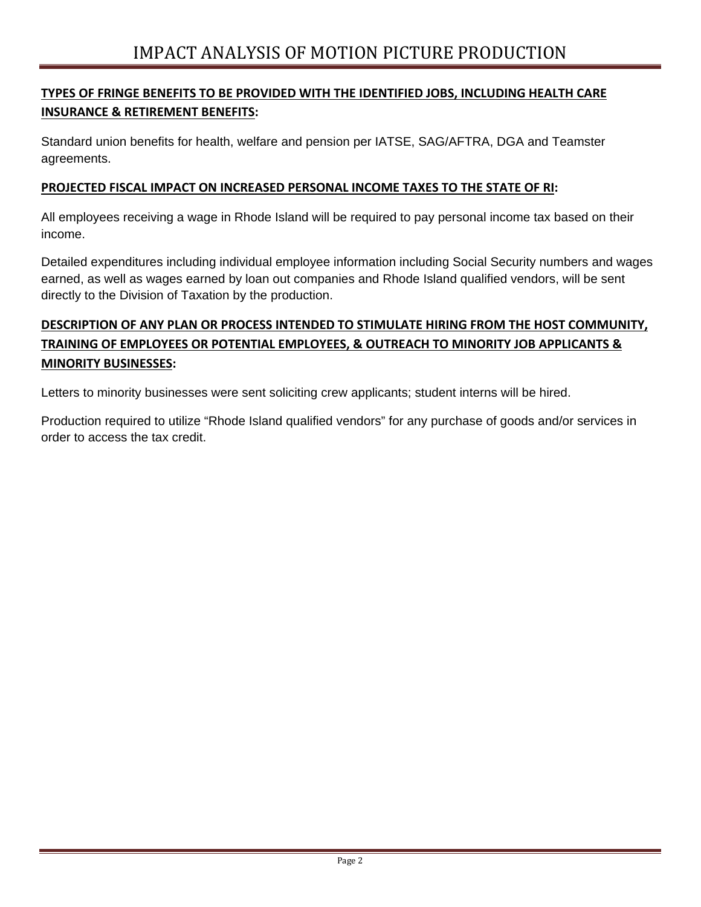**TYPES OF FRINGE BENEFITS TO BE PROVIDED WITH THE IDENTIFIED JOBS, INCLUDING HEALTH CARE INSURANCE & RETIREMENT BENEFITS:**

Standard union benefits for health, welfare and pension per IATSE, SAG/AFTRA, DGA and Teamster agreements.

**PROJECTED FISCAL IMPACT ON INCREASED PERSONAL INCOME TAXES TO THE STATE OF RI:**

All employees receiving a wage in Rhode Island will be required to pay personal income tax based on their income.

Detailed expenditures including individual employee information including Social Security numbers and wages earned, as well as wages earned by loan out companies and Rhode Island qualified vendors, will be sent directly to the Division of Taxation by the production.

**DESCRIPTION OF ANY PLAN OR PROCESS INTENDED TO STIMULATE HIRING FROM THE HOST COMMUNITY, TRAINING OF EMPLOYEES OR POTENTIAL EMPLOYEES, & OUTREACH TO MINORITY JOB APPLICANTS & MINORITY BUSINESSES:**

Letters to minority businesses were sent soliciting crew applicants; student interns will be hired.

Production required to utilize "Rhode Island qualified vendors" for any purchase of goods and/or services in order to access the tax credit.